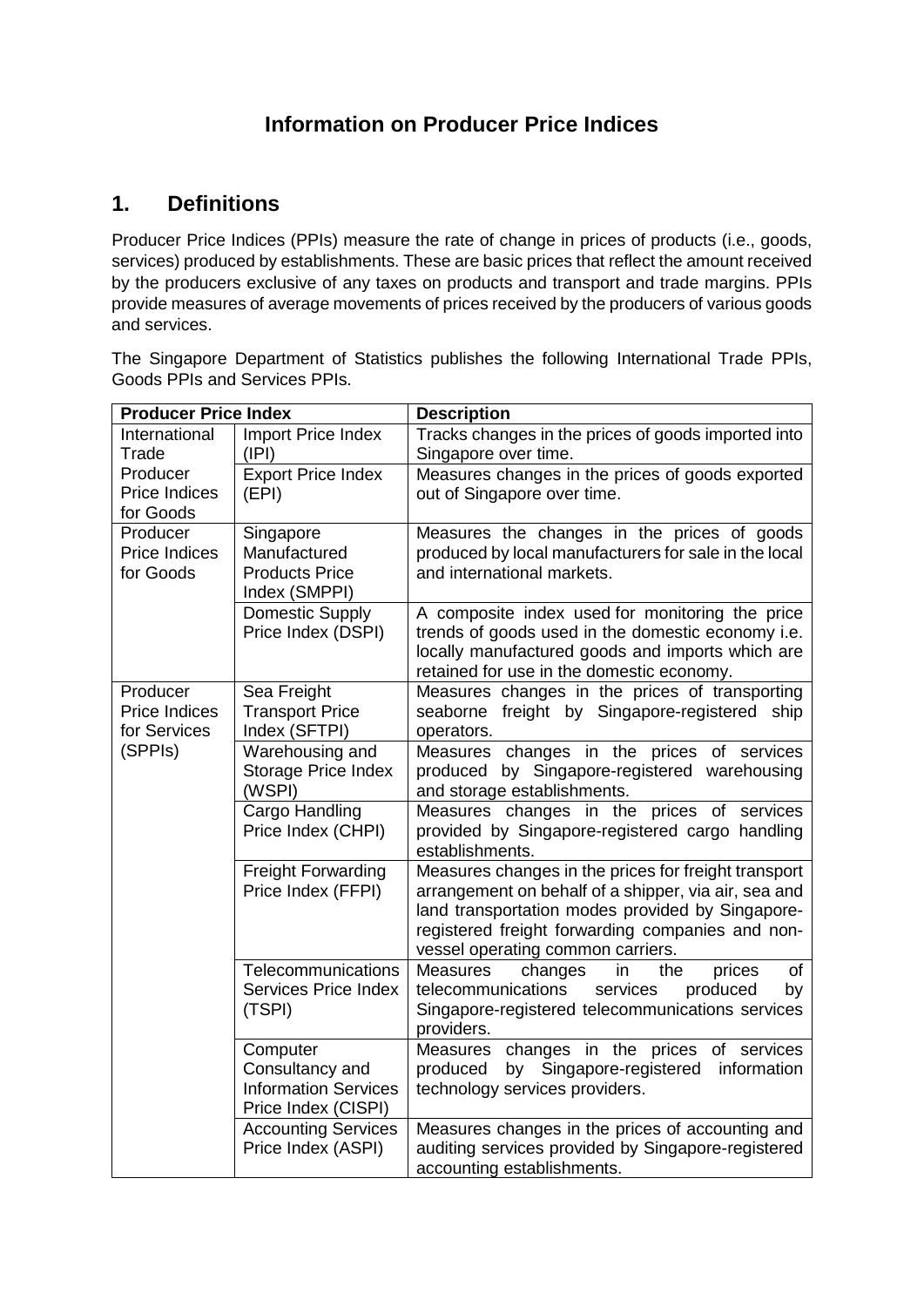# Information on Producer Price Indices

## 1. Definitions

Producer Price Indices (PPIs) measure the rate of change in prices of products (i.e., goods, services) produced by establishments. These are basic prices that reflect the amount received by the producers exclusive of any taxes on products and transport and trade margins. PPIs provide measures of average movements of prices received by the producers of various goods and services.

The Singapore Department of Statistics publishes the following International Trade PPIs, Goods PPIs and Services PPIs.

| Producer Price Index | | Description |
|---|---|---|
| International Trade Producer Price Indices for Goods | Import Price Index (IPI) | Tracks changes in the prices of goods imported into Singapore over time. |
| | Export Price Index (EPI) | Measures changes in the prices of goods exported out of Singapore over time. |
| Producer Price Indices for Goods | Singapore Manufactured Products Price Index (SMPPI) | Measures the changes in the prices of goods produced by local manufacturers for sale in the local and international markets. |
| | Domestic Supply Price Index (DSPI) | A composite index used for monitoring the price trends of goods used in the domestic economy i.e. locally manufactured goods and imports which are retained for use in the domestic economy. |
| Producer Price Indices for Services (SPPIs) | Sea Freight Transport Price Index (SFTPI) | Measures changes in the prices of transporting seaborne freight by Singapore-registered ship operators. |
| | Warehousing and Storage Price Index (WSPI) | Measures changes in the prices of services produced by Singapore-registered warehousing and storage establishments. |
| | Cargo Handling Price Index (CHPI) | Measures changes in the prices of services provided by Singapore-registered cargo handling establishments. |
| | Freight Forwarding Price Index (FFPI) | Measures changes in the prices for freight transport arrangement on behalf of a shipper, via air, sea and land transportation modes provided by Singapore-registered freight forwarding companies and non-vessel operating common carriers. |
| | Telecommunications Services Price Index (TSPI) | Measures changes in the prices of telecommunications services produced by Singapore-registered telecommunications services providers. |
| | Computer Consultancy and Information Services Price Index (CISPI) | Measures changes in the prices of services produced by Singapore-registered information technology services providers. |
| | Accounting Services Price Index (ASPI) | Measures changes in the prices of accounting and auditing services provided by Singapore-registered accounting establishments. |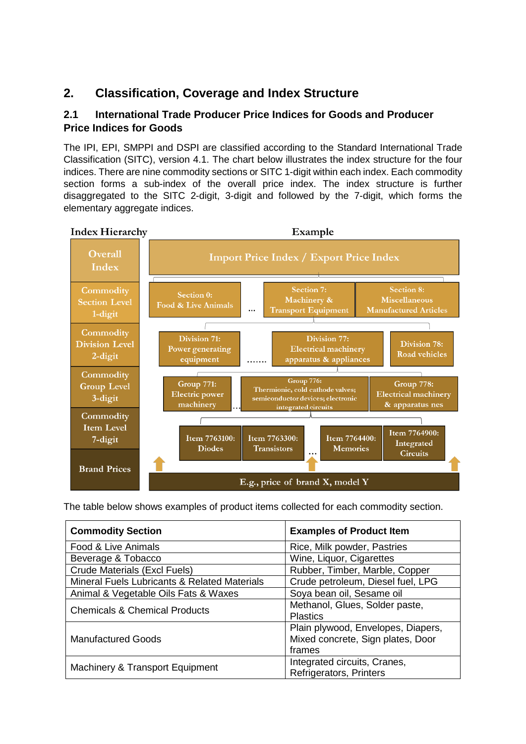## 2. Classification, Coverage and Index Structure

### 2.1 International Trade Producer Price Indices for Goods and Producer Price Indices for Goods

The IPI, EPI, SMPPI and DSPI are classified according to the Standard International Trade Classification (SITC), version 4.1. The chart below illustrates the index structure for the four indices. There are nine commodity sections or SITC 1-digit within each index. Each commodity section forms a sub-index of the overall price index. The index structure is further disaggregated to the SITC 2-digit, 3-digit and followed by the 7-digit, which forms the elementary aggregate indices.

| Index Hierarchy | Example |
|---|---|
| Overall Index | Import Price Index / Export Price Index |
| Commodity Section Level 1-digit | Section 0: Food & Live Animals … Section 7: Machinery & Transport Equipment; Section 8: Miscellaneous Manufactured Articles |
| Commodity Division Level 2-digit | Division 71: Power generating equipment ……. Division 77: Electrical machinery apparatus & appliances; Division 78: Road vehicles |
| Commodity Group Level 3-digit | Group 771: Electric power machinery … Group 776: Thermionic, cold cathode valves; semiconductor devices; electronic integrated circuits; Group 778: Electrical machinery & apparatus nes |
| Commodity Item Level 7-digit | Item 7763100: Diodes; Item 7763300: Transistors … Item 7764400: Memories; Item 7764900: Integrated Circuits |
| Brand Prices | E.g., price of brand X, model Y |

The table below shows examples of product items collected for each commodity section.

| Commodity Section | Examples of Product Item |
|---|---|
| Food & Live Animals | Rice, Milk powder, Pastries |
| Beverage & Tobacco | Wine, Liquor, Cigarettes |
| Crude Materials (Excl Fuels) | Rubber, Timber, Marble, Copper |
| Mineral Fuels Lubricants & Related Materials | Crude petroleum, Diesel fuel, LPG |
| Animal & Vegetable Oils Fats & Waxes | Soya bean oil, Sesame oil |
| Chemicals & Chemical Products | Methanol, Glues, Solder paste, Plastics |
| Manufactured Goods | Plain plywood, Envelopes, Diapers, Mixed concrete, Sign plates, Door frames |
| Machinery & Transport Equipment | Integrated circuits, Cranes, Refrigerators, Printers |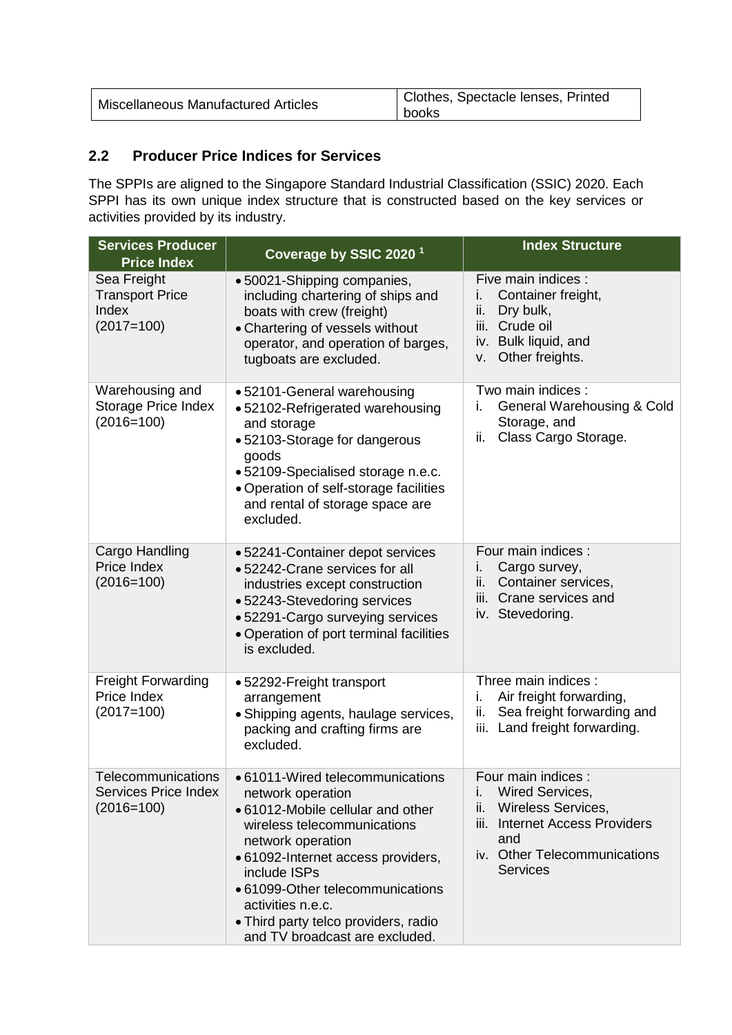| Miscellaneous Manufactured Articles | Clothes, Spectacle lenses, Printed books |
|---|---|

## 2.2 Producer Price Indices for Services

The SPPIs are aligned to the Singapore Standard Industrial Classification (SSIC) 2020. Each SPPI has its own unique index structure that is constructed based on the key services or activities provided by its industry.

| Services Producer Price Index | Coverage by SSIC 2020 [1] | Index Structure |
|---|---|---|
| Sea Freight Transport Price Index (2017=100) | • 50021-Shipping companies, including chartering of ships and boats with crew (freight)<br>• Chartering of vessels without operator, and operation of barges, tugboats are excluded. | Five main indices :<br>i. Container freight,<br>ii. Dry bulk,<br>iii. Crude oil<br>iv. Bulk liquid, and<br>v. Other freights. |
| Warehousing and Storage Price Index (2016=100) | • 52101-General warehousing<br>• 52102-Refrigerated warehousing and storage<br>• 52103-Storage for dangerous goods<br>• 52109-Specialised storage n.e.c.<br>• Operation of self-storage facilities and rental of storage space are excluded. | Two main indices :<br>i. General Warehousing & Cold Storage, and<br>ii. Class Cargo Storage. |
| Cargo Handling Price Index (2016=100) | • 52241-Container depot services<br>• 52242-Crane services for all industries except construction<br>• 52243-Stevedoring services<br>• 52291-Cargo surveying services<br>• Operation of port terminal facilities is excluded. | Four main indices :<br>i. Cargo survey,<br>ii. Container services,<br>iii. Crane services and<br>iv. Stevedoring. |
| Freight Forwarding Price Index (2017=100) | • 52292-Freight transport arrangement<br>• Shipping agents, haulage services, packing and crafting firms are excluded. | Three main indices :<br>i. Air freight forwarding,<br>ii. Sea freight forwarding and<br>iii. Land freight forwarding. |
| Telecommunications Services Price Index (2016=100) | • 61011-Wired telecommunications network operation<br>• 61012-Mobile cellular and other wireless telecommunications network operation<br>• 61092-Internet access providers, include ISPs<br>• 61099-Other telecommunications activities n.e.c.<br>• Third party telco providers, radio and TV broadcast are excluded. | Four main indices :<br>i. Wired Services,<br>ii. Wireless Services,<br>iii. Internet Access Providers and<br>iv. Other Telecommunications Services |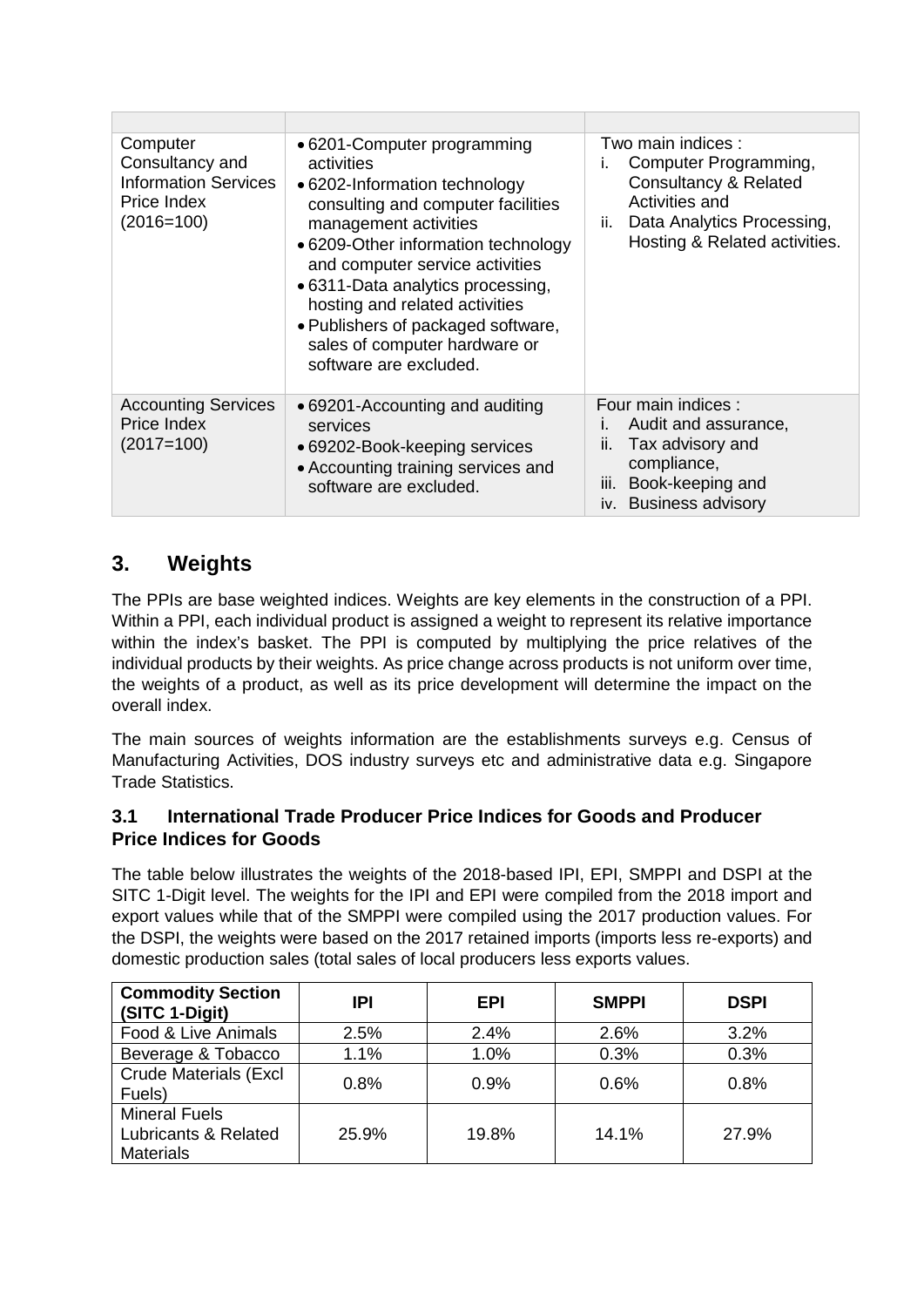| | | |
|---|---|---|
| Computer Consultancy and Information Services Price Index (2016=100) | • 6201-Computer programming activities<br>• 6202-Information technology consulting and computer facilities management activities<br>• 6209-Other information technology and computer service activities<br>• 6311-Data analytics processing, hosting and related activities<br>• Publishers of packaged software, sales of computer hardware or software are excluded. | Two main indices :<br>i. Computer Programming, Consultancy & Related Activities and<br>ii. Data Analytics Processing, Hosting & Related activities. |
| Accounting Services Price Index (2017=100) | • 69201-Accounting and auditing services<br>• 69202-Book-keeping services<br>• Accounting training services and software are excluded. | Four main indices :<br>i. Audit and assurance,<br>ii. Tax advisory and compliance,<br>iii. Book-keeping and<br>iv. Business advisory |

## 3. Weights

The PPIs are base weighted indices. Weights are key elements in the construction of a PPI. Within a PPI, each individual product is assigned a weight to represent its relative importance within the index's basket. The PPI is computed by multiplying the price relatives of the individual products by their weights. As price change across products is not uniform over time, the weights of a product, as well as its price development will determine the impact on the overall index.

The main sources of weights information are the establishments surveys e.g. Census of Manufacturing Activities, DOS industry surveys etc and administrative data e.g. Singapore Trade Statistics.

### 3.1 International Trade Producer Price Indices for Goods and Producer Price Indices for Goods

The table below illustrates the weights of the 2018-based IPI, EPI, SMPPI and DSPI at the SITC 1-Digit level. The weights for the IPI and EPI were compiled from the 2018 import and export values while that of the SMPPI were compiled using the 2017 production values. For the DSPI, the weights were based on the 2017 retained imports (imports less re-exports) and domestic production sales (total sales of local producers less exports values.

| Commodity Section (SITC 1-Digit) | IPI | EPI | SMPPI | DSPI |
|---|---|---|---|---|
| Food & Live Animals | 2.5% | 2.4% | 2.6% | 3.2% |
| Beverage & Tobacco | 1.1% | 1.0% | 0.3% | 0.3% |
| Crude Materials (Excl Fuels) | 0.8% | 0.9% | 0.6% | 0.8% |
| Mineral Fuels Lubricants & Related Materials | 25.9% | 19.8% | 14.1% | 27.9% |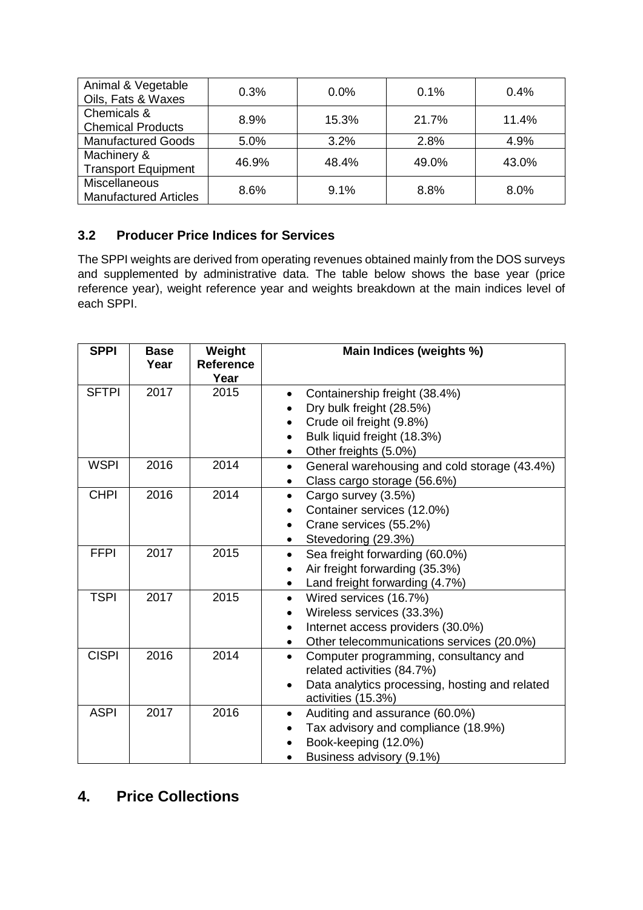| Animal & Vegetable Oils, Fats & Waxes | 0.3% | 0.0% | 0.1% | 0.4% |
|---|---|---|---|---|
| Chemicals & Chemical Products | 8.9% | 15.3% | 21.7% | 11.4% |
| Manufactured Goods | 5.0% | 3.2% | 2.8% | 4.9% |
| Machinery & Transport Equipment | 46.9% | 48.4% | 49.0% | 43.0% |
| Miscellaneous Manufactured Articles | 8.6% | 9.1% | 8.8% | 8.0% |

### 3.2 Producer Price Indices for Services

The SPPI weights are derived from operating revenues obtained mainly from the DOS surveys and supplemented by administrative data. The table below shows the base year (price reference year), weight reference year and weights breakdown at the main indices level of each SPPI.

| SPPI | Base Year | Weight Reference Year | Main Indices (weights %) |
|---|---|---|---|
| SFTPI | 2017 | 2015 | • Containership freight (38.4%)<br>• Dry bulk freight (28.5%)<br>• Crude oil freight (9.8%)<br>• Bulk liquid freight (18.3%)<br>• Other freights (5.0%) |
| WSPI | 2016 | 2014 | • General warehousing and cold storage (43.4%)<br>• Class cargo storage (56.6%) |
| CHPI | 2016 | 2014 | • Cargo survey (3.5%)<br>• Container services (12.0%)<br>• Crane services (55.2%)<br>• Stevedoring (29.3%) |
| FFPI | 2017 | 2015 | • Sea freight forwarding (60.0%)<br>• Air freight forwarding (35.3%)<br>• Land freight forwarding (4.7%) |
| TSPI | 2017 | 2015 | • Wired services (16.7%)<br>• Wireless services (33.3%)<br>• Internet access providers (30.0%)<br>• Other telecommunications services (20.0%) |
| CISPI | 2016 | 2014 | • Computer programming, consultancy and related activities (84.7%)<br>• Data analytics processing, hosting and related activities (15.3%) |
| ASPI | 2017 | 2016 | • Auditing and assurance (60.0%)<br>• Tax advisory and compliance (18.9%)<br>• Book-keeping (12.0%)<br>• Business advisory (9.1%) |

## 4. Price Collections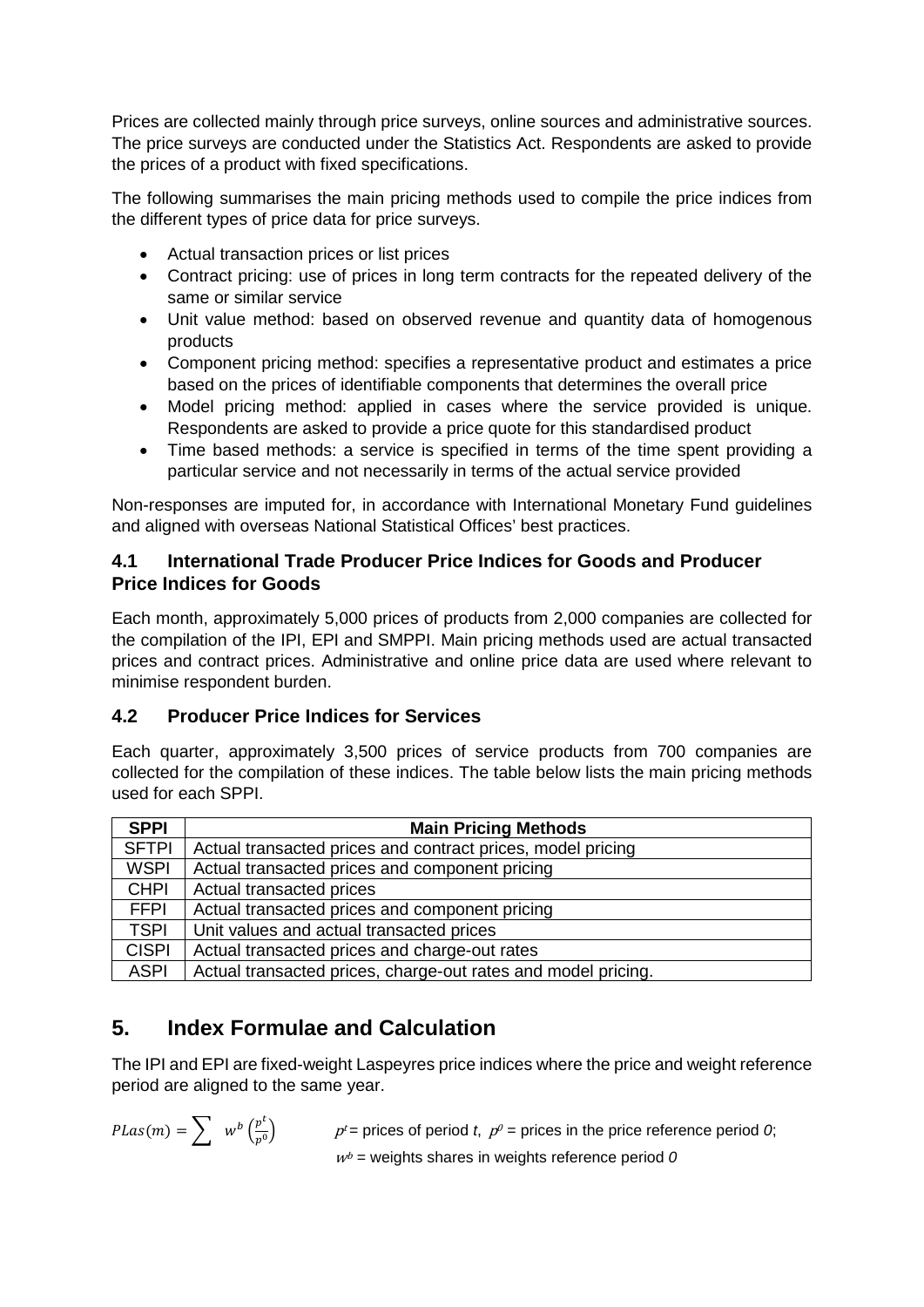Prices are collected mainly through price surveys, online sources and administrative sources. The price surveys are conducted under the Statistics Act. Respondents are asked to provide the prices of a product with fixed specifications.

The following summarises the main pricing methods used to compile the price indices from the different types of price data for price surveys.

- Actual transaction prices or list prices
- Contract pricing: use of prices in long term contracts for the repeated delivery of the same or similar service
- Unit value method: based on observed revenue and quantity data of homogenous products
- Component pricing method: specifies a representative product and estimates a price based on the prices of identifiable components that determines the overall price
- Model pricing method: applied in cases where the service provided is unique. Respondents are asked to provide a price quote for this standardised product
- Time based methods: a service is specified in terms of the time spent providing a particular service and not necessarily in terms of the actual service provided

Non-responses are imputed for, in accordance with International Monetary Fund guidelines and aligned with overseas National Statistical Offices' best practices.

### 4.1 International Trade Producer Price Indices for Goods and Producer Price Indices for Goods

Each month, approximately 5,000 prices of products from 2,000 companies are collected for the compilation of the IPI, EPI and SMPPI. Main pricing methods used are actual transacted prices and contract prices. Administrative and online price data are used where relevant to minimise respondent burden.

### 4.2 Producer Price Indices for Services

Each quarter, approximately 3,500 prices of service products from 700 companies are collected for the compilation of these indices. The table below lists the main pricing methods used for each SPPI.

| SPPI | Main Pricing Methods |
|---|---|
| SFTPI | Actual transacted prices and contract prices, model pricing |
| WSPI | Actual transacted prices and component pricing |
| CHPI | Actual transacted prices |
| FFPI | Actual transacted prices and component pricing |
| TSPI | Unit values and actual transacted prices |
| CISPI | Actual transacted prices and charge-out rates |
| ASPI | Actual transacted prices, charge-out rates and model pricing. |

## 5. Index Formulae and Calculation

The IPI and EPI are fixed-weight Laspeyres price indices where the price and weight reference period are aligned to the same year.

$$PLas(m) = \sum w^b \left(\frac{p^t}{p^0}\right)$$

$p^t$ = prices of period $t$, $p^0$ = prices in the price reference period $0$;
$w^b$ = weights shares in weights reference period $0$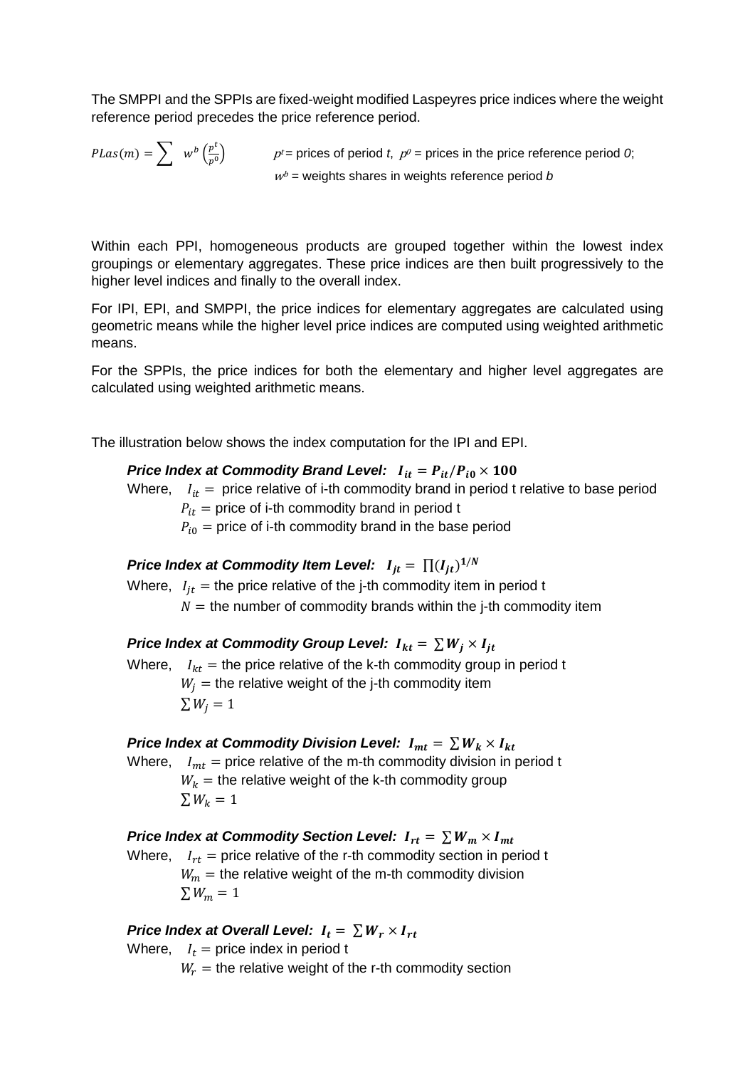The SMPPI and the SPPIs are fixed-weight modified Laspeyres price indices where the weight reference period precedes the price reference period.

$$PLas(m) = \sum w^b \left(\frac{p^t}{p^0}\right)$$

$p^t$ = prices of period *t*, $p^0$ = prices in the price reference period *0*;
$w^b$ = weights shares in weights reference period *b*

Within each PPI, homogeneous products are grouped together within the lowest index groupings or elementary aggregates. These price indices are then built progressively to the higher level indices and finally to the overall index.

For IPI, EPI, and SMPPI, the price indices for elementary aggregates are calculated using geometric means while the higher level price indices are computed using weighted arithmetic means.

For the SPPIs, the price indices for both the elementary and higher level aggregates are calculated using weighted arithmetic means.

The illustration below shows the index computation for the IPI and EPI.

***Price Index at Commodity Brand Level:*** $\boldsymbol{I_{it} = P_{it}/P_{i0} \times 100}$

Where, $I_{it}$ = price relative of i-th commodity brand in period t relative to base period
$P_{it}$ = price of i-th commodity brand in period t
$P_{i0}$ = price of i-th commodity brand in the base period

***Price Index at Commodity Item Level:*** $\boldsymbol{I_{jt} = \prod (I_{jt})^{1/N}}$

Where, $I_{jt}$ = the price relative of the j-th commodity item in period t
$N$ = the number of commodity brands within the j-th commodity item

***Price Index at Commodity Group Level:*** $\boldsymbol{I_{kt} = \sum W_j \times I_{jt}}$

Where, $I_{kt}$ = the price relative of the k-th commodity group in period t
$W_j$ = the relative weight of the j-th commodity item
$\sum W_j = 1$

***Price Index at Commodity Division Level:*** $\boldsymbol{I_{mt} = \sum W_k \times I_{kt}}$

Where, $I_{mt}$ = price relative of the m-th commodity division in period t
$W_k$ = the relative weight of the k-th commodity group
$\sum W_k = 1$

***Price Index at Commodity Section Level:*** $\boldsymbol{I_{rt} = \sum W_m \times I_{mt}}$

Where, $I_{rt}$ = price relative of the r-th commodity section in period t
$W_m$ = the relative weight of the m-th commodity division
$\sum W_m = 1$

***Price Index at Overall Level:*** $\boldsymbol{I_t = \sum W_r \times I_{rt}}$

Where, $I_t$ = price index in period t
$W_r$ = the relative weight of the r-th commodity section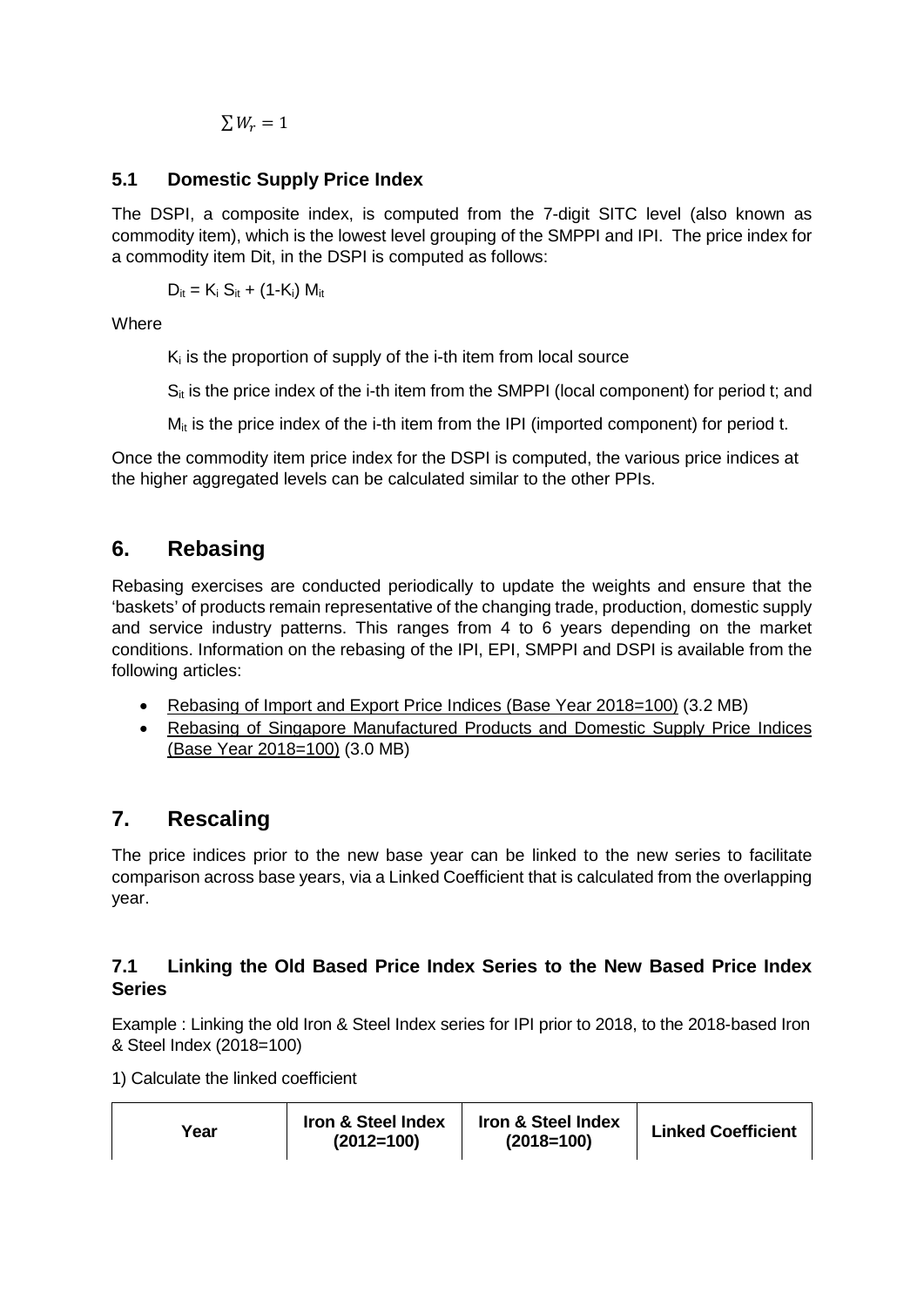$$\sum W_r = 1$$

### 5.1 Domestic Supply Price Index

The DSPI, a composite index, is computed from the 7-digit SITC level (also known as commodity item), which is the lowest level grouping of the SMPPI and IPI. The price index for a commodity item $D_{it}$, in the DSPI is computed as follows:

$$D_{it} = K_i S_{it} + (1-K_i) M_{it}$$

Where

$K_i$ is the proportion of supply of the i-th item from local source

$S_{it}$ is the price index of the i-th item from the SMPPI (local component) for period t; and

$M_{it}$ is the price index of the i-th item from the IPI (imported component) for period t.

Once the commodity item price index for the DSPI is computed, the various price indices at the higher aggregated levels can be calculated similar to the other PPIs.

## 6. Rebasing

Rebasing exercises are conducted periodically to update the weights and ensure that the 'baskets' of products remain representative of the changing trade, production, domestic supply and service industry patterns. This ranges from 4 to 6 years depending on the market conditions. Information on the rebasing of the IPI, EPI, SMPPI and DSPI is available from the following articles:

- Rebasing of Import and Export Price Indices (Base Year 2018=100) (3.2 MB)
- Rebasing of Singapore Manufactured Products and Domestic Supply Price Indices (Base Year 2018=100) (3.0 MB)

## 7. Rescaling

The price indices prior to the new base year can be linked to the new series to facilitate comparison across base years, via a Linked Coefficient that is calculated from the overlapping year.

### 7.1 Linking the Old Based Price Index Series to the New Based Price Index Series

Example : Linking the old Iron & Steel Index series for IPI prior to 2018, to the 2018-based Iron & Steel Index (2018=100)

1) Calculate the linked coefficient

| Year | Iron & Steel Index (2012=100) | Iron & Steel Index (2018=100) | Linked Coefficient |
|---|---|---|---|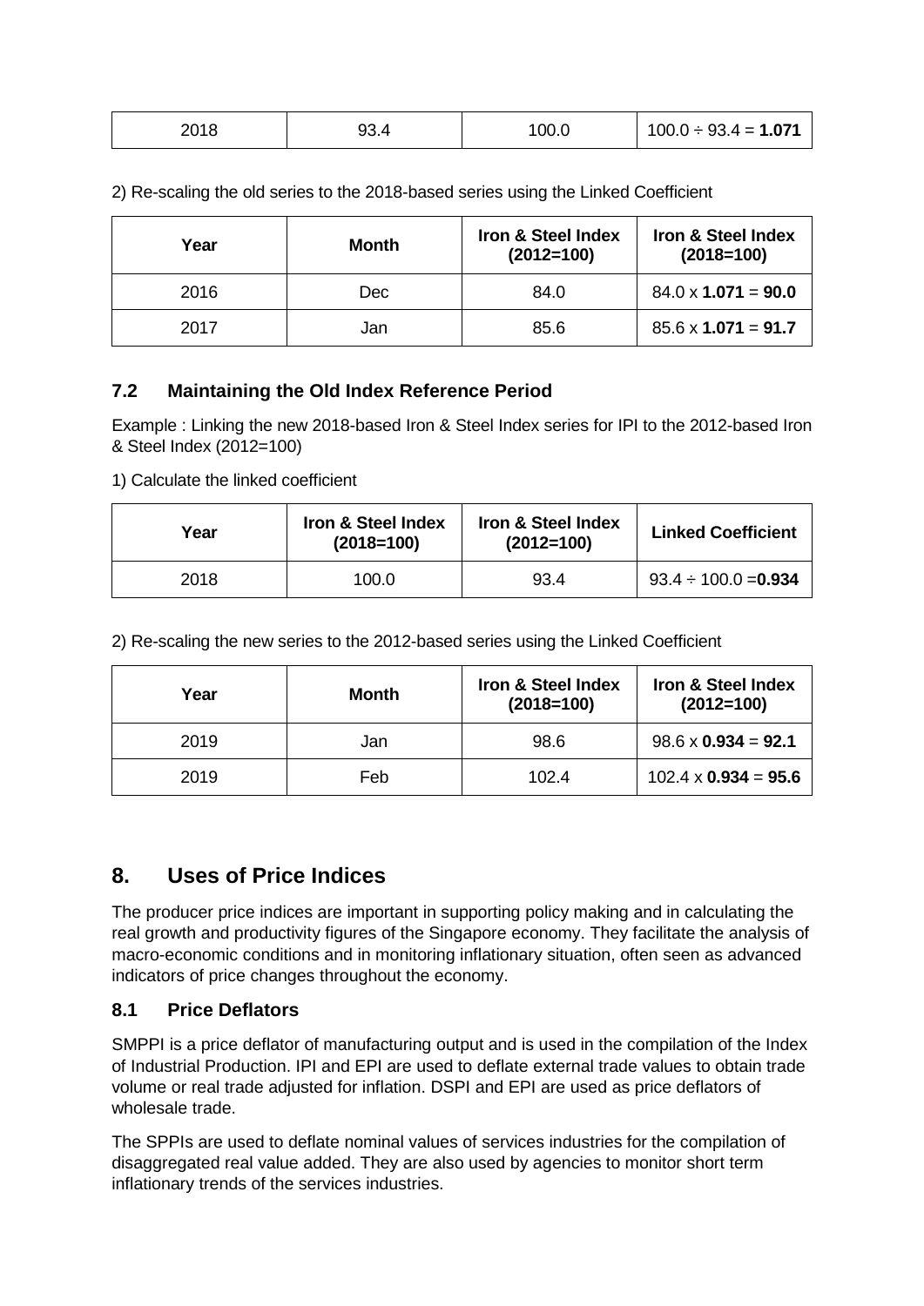| 2018 | 93.4 | 100.0 | 100.0 ÷ 93.4 = **1.071** |
|---|---|---|---|

2) Re-scaling the old series to the 2018-based series using the Linked Coefficient

| Year | Month | Iron & Steel Index (2012=100) | Iron & Steel Index (2018=100) |
|---|---|---|---|
| 2016 | Dec | 84.0 | 84.0 x **1.071** = **90.0** |
| 2017 | Jan | 85.6 | 85.6 x **1.071** = **91.7** |

### 7.2 Maintaining the Old Index Reference Period

Example : Linking the new 2018-based Iron & Steel Index series for IPI to the 2012-based Iron & Steel Index (2012=100)

1) Calculate the linked coefficient

| Year | Iron & Steel Index (2018=100) | Iron & Steel Index (2012=100) | Linked Coefficient |
|---|---|---|---|
| 2018 | 100.0 | 93.4 | 93.4 ÷ 100.0 =**0.934** |

2) Re-scaling the new series to the 2012-based series using the Linked Coefficient

| Year | Month | Iron & Steel Index (2018=100) | Iron & Steel Index (2012=100) |
|---|---|---|---|
| 2019 | Jan | 98.6 | 98.6 x **0.934** = **92.1** |
| 2019 | Feb | 102.4 | 102.4 x **0.934** = **95.6** |

## 8. Uses of Price Indices

The producer price indices are important in supporting policy making and in calculating the real growth and productivity figures of the Singapore economy. They facilitate the analysis of macro-economic conditions and in monitoring inflationary situation, often seen as advanced indicators of price changes throughout the economy.

### 8.1 Price Deflators

SMPPI is a price deflator of manufacturing output and is used in the compilation of the Index of Industrial Production. IPI and EPI are used to deflate external trade values to obtain trade volume or real trade adjusted for inflation. DSPI and EPI are used as price deflators of wholesale trade.

The SPPIs are used to deflate nominal values of services industries for the compilation of disaggregated real value added. They are also used by agencies to monitor short term inflationary trends of the services industries.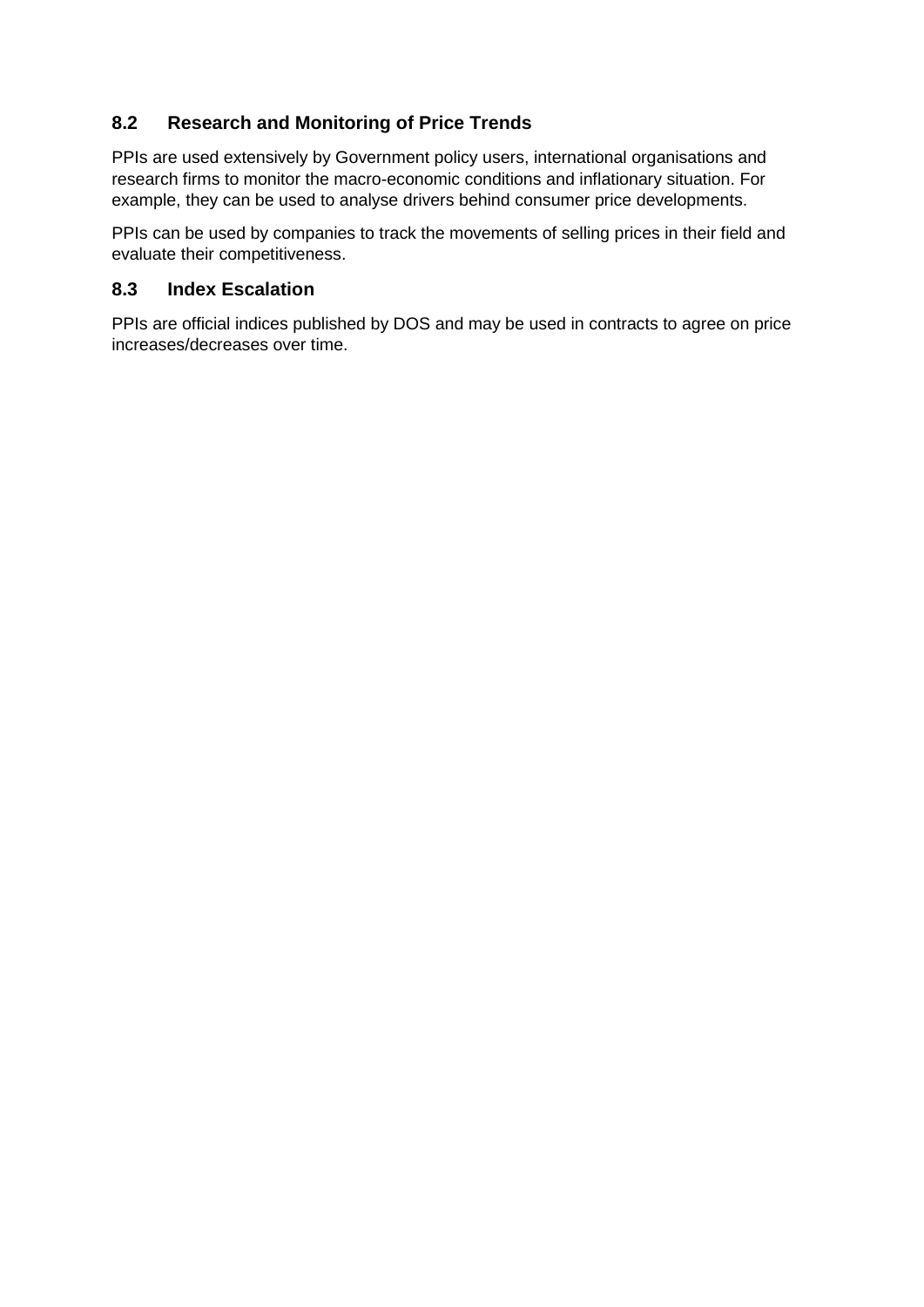## 8.2 Research and Monitoring of Price Trends

PPIs are used extensively by Government policy users, international organisations and research firms to monitor the macro-economic conditions and inflationary situation. For example, they can be used to analyse drivers behind consumer price developments.

PPIs can be used by companies to track the movements of selling prices in their field and evaluate their competitiveness.

## 8.3 Index Escalation

PPIs are official indices published by DOS and may be used in contracts to agree on price increases/decreases over time.